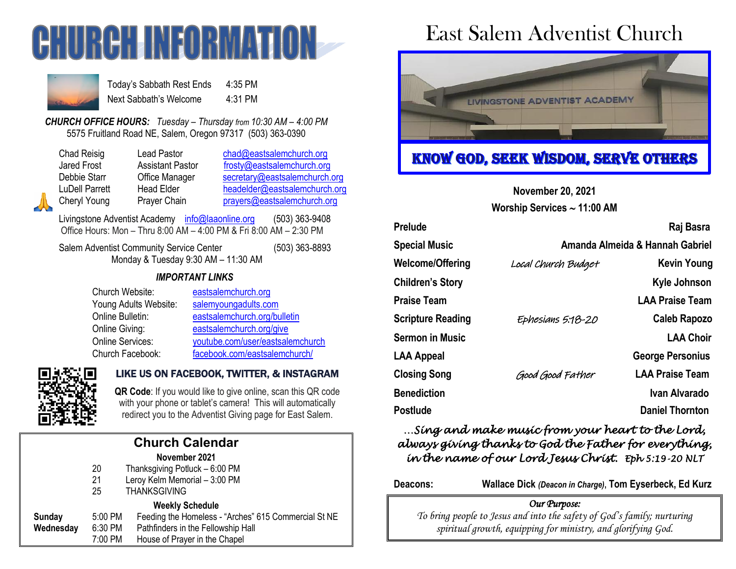# CHURCH INFORMATION

| | |
|---|---|
| Today's Sabbath Rest Ends | 4:35 PM |
| Next Sabbath's Welcome | 4:31 PM |

***CHURCH OFFICE HOURS:*** *Tuesday – Thursday from 10:30 AM – 4:00 PM*
5575 Fruitland Road NE, Salem, Oregon 97317 (503) 363-0390

| | | |
|---|---|---|
| Chad Reisig | Lead Pastor | chad@eastsalemchurch.org |
| Jared Frost | Assistant Pastor | frosty@eastsalemchurch.org |
| Debbie Starr | Office Manager | secretary@eastsalemchurch.org |
| LuDell Parrett | Head Elder | headelder@eastsalemchurch.org |
| Cheryl Young | Prayer Chain | prayers@eastsalemchurch.org |

Livingstone Adventist Academy info@laaonline.org (503) 363-9408
Office Hours: Mon – Thru 8:00 AM – 4:00 PM & Fri 8:00 AM – 2:30 PM

Salem Adventist Community Service Center (503) 363-8893
Monday & Tuesday 9:30 AM – 11:30 AM

***IMPORTANT LINKS***

| | |
|---|---|
| Church Website: | eastsalemchurch.org |
| Young Adults Website: | salemyoungadults.com |
| Online Bulletin: | eastsalemchurch.org/bulletin |
| Online Giving: | eastsalemchurch.org/give |
| Online Services: | youtube.com/user/eastsalemchurch |
| Church Facebook: | facebook.com/eastsalemchurch/ |

**LIKE US ON FACEBOOK, TWITTER, & INSTAGRAM**

**QR Code**: If you would like to give online, scan this QR code with your phone or tablet's camera! This will automatically redirect you to the Adventist Giving page for East Salem.

## Church Calendar

**November 2021**

| | |
|---|---|
| 20 | Thanksgiving Potluck – 6:00 PM |
| 21 | Leroy Kelm Memorial – 3:00 PM |
| 25 | THANKSGIVING |

**Weekly Schedule**

| | | |
|---|---|---|
| **Sunday** | 5:00 PM | Feeding the Homeless - "Arches" 615 Commercial St NE |
| **Wednesday** | 6:30 PM | Pathfinders in the Fellowship Hall |
| | 7:00 PM | House of Prayer in the Chapel |

# East Salem Adventist Church

LIVINGSTONE ADVENTIST ACADEMY

**KNOW GOD, SEEK WISDOM, SERVE OTHERS**

**November 20, 2021**
**Worship Services ~ 11:00 AM**

| | | |
|---|---|---|
| **Prelude** | | **Raj Basra** |
| **Special Music** | | **Amanda Almeida & Hannah Gabriel** |
| **Welcome/Offering** | *Local Church Budget* | **Kevin Young** |
| **Children's Story** | | **Kyle Johnson** |
| **Praise Team** | | **LAA Praise Team** |
| **Scripture Reading** | *Ephesians 5:18-20* | **Caleb Rapozo** |
| **Sermon in Music** | | **LAA Choir** |
| **LAA Appeal** | | **George Personius** |
| **Closing Song** | *Good Good Father* | **LAA Praise Team** |
| **Benediction** | | **Ivan Alvarado** |
| **Postlude** | | **Daniel Thornton** |

*...Sing and make music from your heart to the Lord, always giving thanks to God the Father for everything, in the name of our Lord Jesus Christ. Eph 5:19-20 NLT*

**Deacons:** **Wallace Dick** ***(Deacon in Charge)***, **Tom Eyserbeck, Ed Kurz**

*Our Purpose:*
*To bring people to Jesus and into the safety of God's family; nurturing spiritual growth, equipping for ministry, and glorifying God.*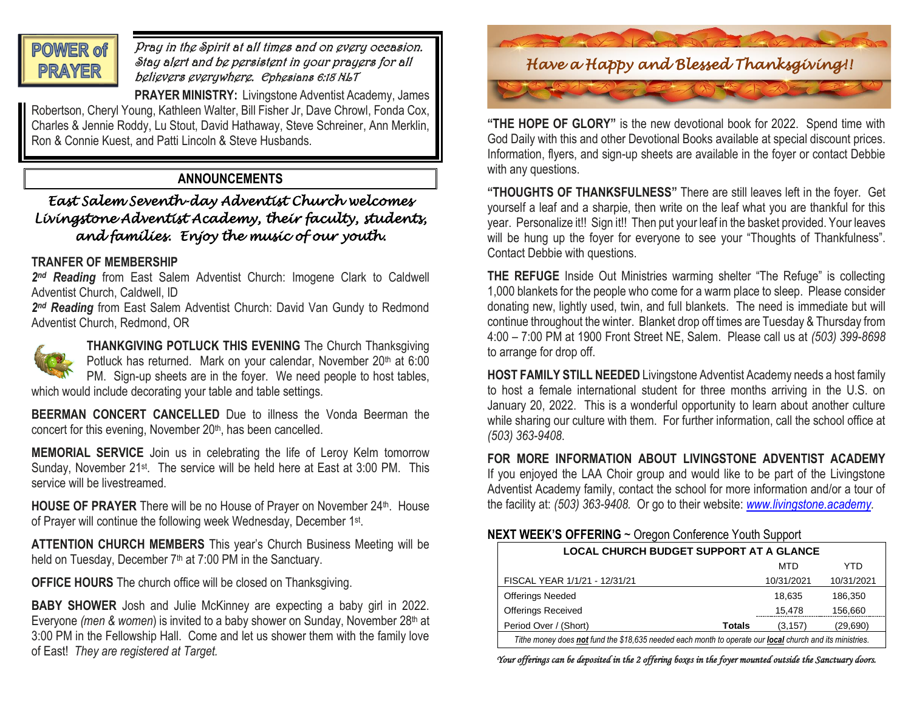**POWER of PRAYER**

*Pray in the Spirit at all times and on every occasion. Stay alert and be persistent in your prayers for all believers everywhere. Ephesians 6:18 NLT*

**PRAYER MINISTRY:** Livingstone Adventist Academy, James Robertson, Cheryl Young, Kathleen Walter, Bill Fisher Jr, Dave Chrowl, Fonda Cox, Charles & Jennie Roddy, Lu Stout, David Hathaway, Steve Schreiner, Ann Merklin, Ron & Connie Kuest, and Patti Lincoln & Steve Husbands.

## ANNOUNCEMENTS

*East Salem Seventh-day Adventist Church welcomes Livingstone Adventist Academy, their faculty, students, and families. Enjoy the music of our youth.*

**TRANFER OF MEMBERSHIP**

***2nd Reading*** from East Salem Adventist Church: Imogene Clark to Caldwell Adventist Church, Caldwell, ID

***2nd Reading*** from East Salem Adventist Church: David Van Gundy to Redmond Adventist Church, Redmond, OR

**THANKGIVING POTLUCK THIS EVENING** The Church Thanksgiving Potluck has returned. Mark on your calendar, November 20th at 6:00 PM. Sign-up sheets are in the foyer. We need people to host tables, which would include decorating your table and table settings.

**BEERMAN CONCERT CANCELLED** Due to illness the Vonda Beerman the concert for this evening, November 20th, has been cancelled.

**MEMORIAL SERVICE** Join us in celebrating the life of Leroy Kelm tomorrow Sunday, November 21st. The service will be held here at East at 3:00 PM. This service will be livestreamed.

**HOUSE OF PRAYER** There will be no House of Prayer on November 24th. House of Prayer will continue the following week Wednesday, December 1st.

**ATTENTION CHURCH MEMBERS** This year's Church Business Meeting will be held on Tuesday, December 7th at 7:00 PM in the Sanctuary.

**OFFICE HOURS** The church office will be closed on Thanksgiving.

**BABY SHOWER** Josh and Julie McKinney are expecting a baby girl in 2022. Everyone *(men & women*) is invited to a baby shower on Sunday, November 28th at 3:00 PM in the Fellowship Hall. Come and let us shower them with the family love of East! *They are registered at Target.*

*Have a Happy and Blessed Thanksgiving!!*

**"THE HOPE OF GLORY"** is the new devotional book for 2022. Spend time with God Daily with this and other Devotional Books available at special discount prices. Information, flyers, and sign-up sheets are available in the foyer or contact Debbie with any questions.

**"THOUGHTS OF THANKSFULNESS"** There are still leaves left in the foyer. Get yourself a leaf and a sharpie, then write on the leaf what you are thankful for this year. Personalize it!! Sign it!! Then put your leaf in the basket provided. Your leaves will be hung up the foyer for everyone to see your "Thoughts of Thankfulness". Contact Debbie with questions.

**THE REFUGE** Inside Out Ministries warming shelter "The Refuge" is collecting 1,000 blankets for the people who come for a warm place to sleep. Please consider donating new, lightly used, twin, and full blankets. The need is immediate but will continue throughout the winter. Blanket drop off times are Tuesday & Thursday from 4:00 – 7:00 PM at 1900 Front Street NE, Salem. Please call us at *(503) 399-8698* to arrange for drop off.

**HOST FAMILY STILL NEEDED** Livingstone Adventist Academy needs a host family to host a female international student for three months arriving in the U.S. on January 20, 2022. This is a wonderful opportunity to learn about another culture while sharing our culture with them. For further information, call the school office at *(503) 363-9408*.

**FOR MORE INFORMATION ABOUT LIVINGSTONE ADVENTIST ACADEMY** If you enjoyed the LAA Choir group and would like to be part of the Livingstone Adventist Academy family, contact the school for more information and/or a tour of the facility at: *(503) 363-9408*. Or go to their website: *www.livingstone.academy*.

**NEXT WEEK'S OFFERING** ~ Oregon Conference Youth Support

| LOCAL CHURCH BUDGET SUPPORT AT A GLANCE | | MTD | YTD |
|---|---|---|---|
| FISCAL YEAR 1/1/21 - 12/31/21 | | 10/31/2021 | 10/31/2021 |
| Offerings Needed | | 18,635 | 186,350 |
| Offerings Received | | 15,478 | 156,660 |
| Period Over / (Short) | **Totals** | (3,157) | (29,690) |

*Tithe money does **not** fund the $18,635 needed each month to operate our **local** church and its ministries.*

*Your offerings can be deposited in the 2 offering boxes in the foyer mounted outside the Sanctuary doors.*